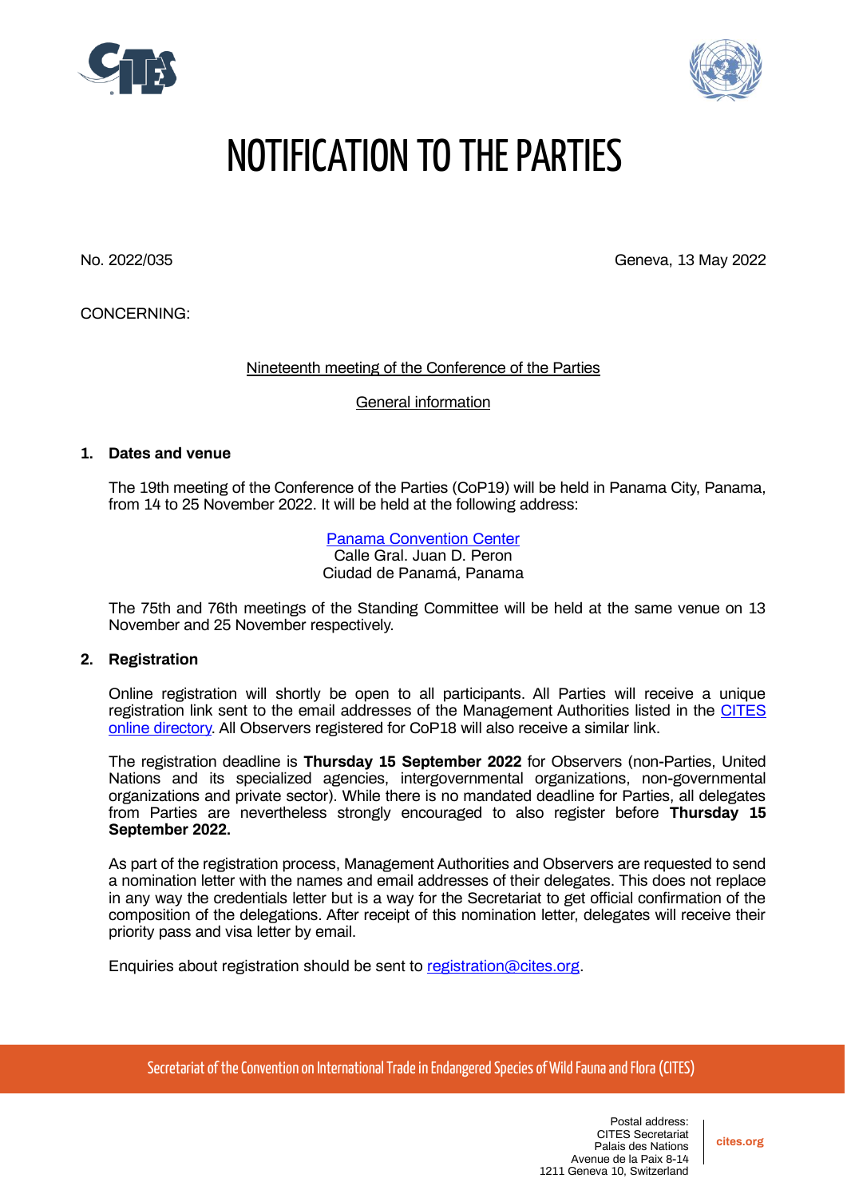# NOTIFICATION TO THE PARTIES

No. 2022/035

Geneva, 13 May 2022

CONCERNING:

Nineteenth meeting of the Conference of the Parties

General information

**1. Dates and venue**

The 19th meeting of the Conference of the Parties (CoP19) will be held in Panama City, Panama, from 14 to 25 November 2022. It will be held at the following address:

Panama Convention Center
Calle Gral. Juan D. Peron
Ciudad de Panamá, Panama

The 75th and 76th meetings of the Standing Committee will be held at the same venue on 13 November and 25 November respectively.

**2. Registration**

Online registration will shortly be open to all participants. All Parties will receive a unique registration link sent to the email addresses of the Management Authorities listed in the CITES online directory. All Observers registered for CoP18 will also receive a similar link.

The registration deadline is **Thursday 15 September 2022** for Observers (non-Parties, United Nations and its specialized agencies, intergovernmental organizations, non-governmental organizations and private sector). While there is no mandated deadline for Parties, all delegates from Parties are nevertheless strongly encouraged to also register before **Thursday 15 September 2022.**

As part of the registration process, Management Authorities and Observers are requested to send a nomination letter with the names and email addresses of their delegates. This does not replace in any way the credentials letter but is a way for the Secretariat to get official confirmation of the composition of the delegations. After receipt of this nomination letter, delegates will receive their priority pass and visa letter by email.

Enquiries about registration should be sent to registration@cites.org.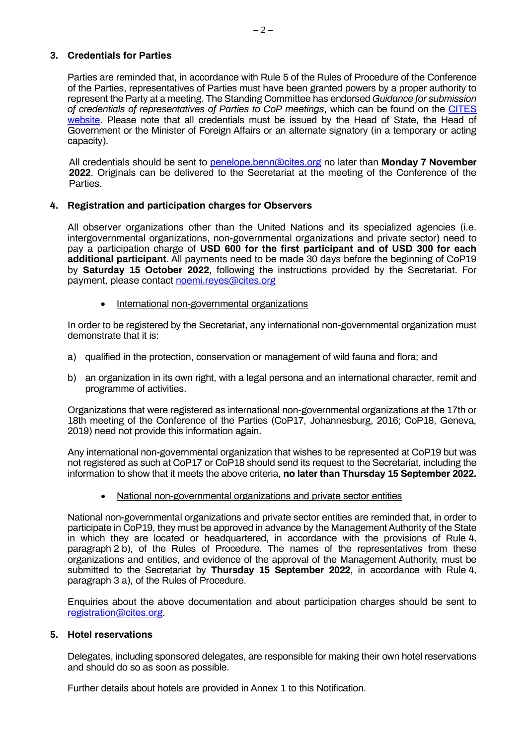## 3. Credentials for Parties

Parties are reminded that, in accordance with Rule 5 of the Rules of Procedure of the Conference of the Parties, representatives of Parties must have been granted powers by a proper authority to represent the Party at a meeting. The Standing Committee has endorsed *Guidance for submission of credentials of representatives of Parties to CoP meetings*, which can be found on the CITES website. Please note that all credentials must be issued by the Head of State, the Head of Government or the Minister of Foreign Affairs or an alternate signatory (in a temporary or acting capacity).

All credentials should be sent to penelope.benn@cites.org no later than **Monday 7 November 2022**. Originals can be delivered to the Secretariat at the meeting of the Conference of the Parties.

## 4. Registration and participation charges for Observers

All observer organizations other than the United Nations and its specialized agencies (i.e. intergovernmental organizations, non-governmental organizations and private sector) need to pay a participation charge of **USD 600 for the first participant and of USD 300 for each additional participant**. All payments need to be made 30 days before the beginning of CoP19 by **Saturday 15 October 2022**, following the instructions provided by the Secretariat. For payment, please contact noemi.reyes@cites.org

- International non-governmental organizations

In order to be registered by the Secretariat, any international non-governmental organization must demonstrate that it is:

a) qualified in the protection, conservation or management of wild fauna and flora; and

b) an organization in its own right, with a legal persona and an international character, remit and programme of activities.

Organizations that were registered as international non-governmental organizations at the 17th or 18th meeting of the Conference of the Parties (CoP17, Johannesburg, 2016; CoP18, Geneva, 2019) need not provide this information again.

Any international non-governmental organization that wishes to be represented at CoP19 but was not registered as such at CoP17 or CoP18 should send its request to the Secretariat, including the information to show that it meets the above criteria, **no later than Thursday 15 September 2022.**

- National non-governmental organizations and private sector entities

National non-governmental organizations and private sector entities are reminded that, in order to participate in CoP19, they must be approved in advance by the Management Authority of the State in which they are located or headquartered, in accordance with the provisions of Rule 4, paragraph 2 b), of the Rules of Procedure. The names of the representatives from these organizations and entities, and evidence of the approval of the Management Authority, must be submitted to the Secretariat by **Thursday 15 September 2022**, in accordance with Rule 4, paragraph 3 a), of the Rules of Procedure.

Enquiries about the above documentation and about participation charges should be sent to registration@cites.org.

## 5. Hotel reservations

Delegates, including sponsored delegates, are responsible for making their own hotel reservations and should do so as soon as possible.

Further details about hotels are provided in Annex 1 to this Notification.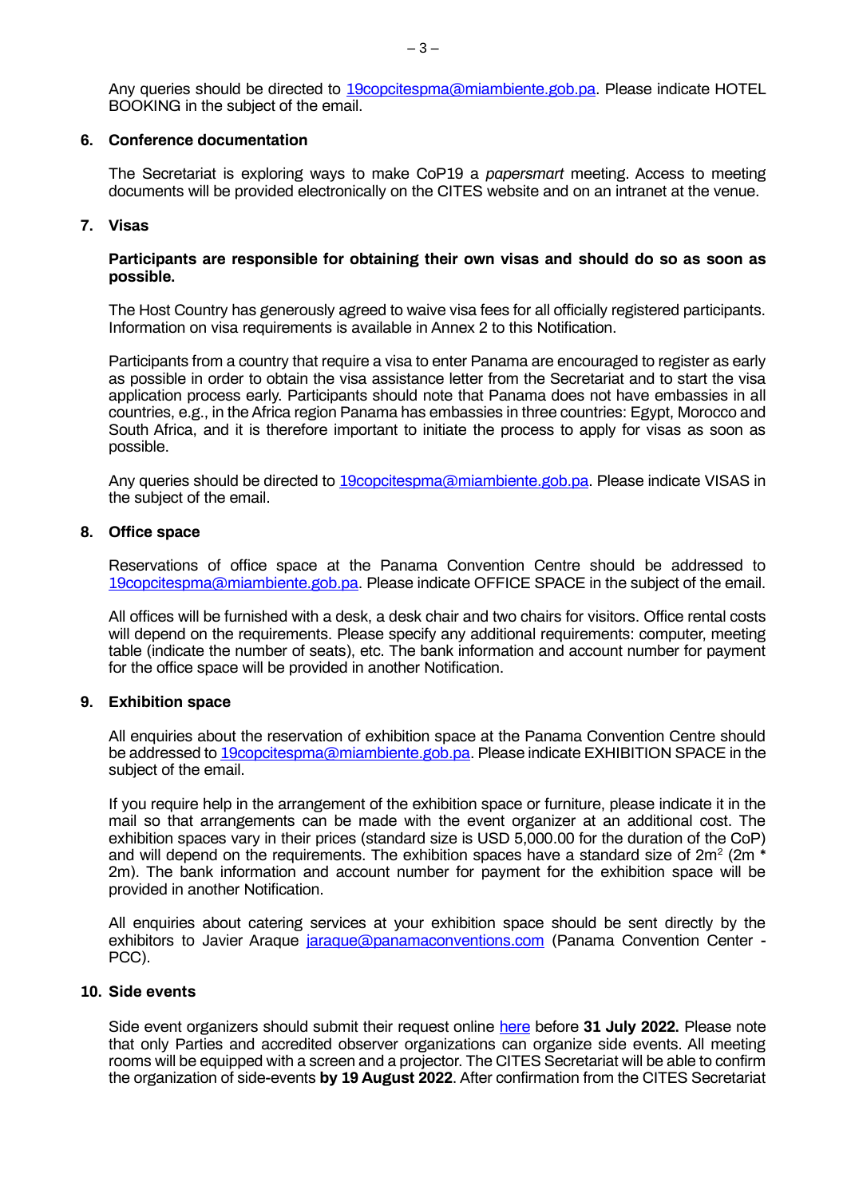Any queries should be directed to 19copcitespma@miambiente.gob.pa. Please indicate HOTEL BOOKING in the subject of the email.

## 6. Conference documentation

The Secretariat is exploring ways to make CoP19 a *papersmart* meeting. Access to meeting documents will be provided electronically on the CITES website and on an intranet at the venue.

## 7. Visas

**Participants are responsible for obtaining their own visas and should do so as soon as possible.**

The Host Country has generously agreed to waive visa fees for all officially registered participants. Information on visa requirements is available in Annex 2 to this Notification.

Participants from a country that require a visa to enter Panama are encouraged to register as early as possible in order to obtain the visa assistance letter from the Secretariat and to start the visa application process early. Participants should note that Panama does not have embassies in all countries, e.g., in the Africa region Panama has embassies in three countries: Egypt, Morocco and South Africa, and it is therefore important to initiate the process to apply for visas as soon as possible.

Any queries should be directed to 19copcitespma@miambiente.gob.pa. Please indicate VISAS in the subject of the email.

## 8. Office space

Reservations of office space at the Panama Convention Centre should be addressed to 19copcitespma@miambiente.gob.pa. Please indicate OFFICE SPACE in the subject of the email.

All offices will be furnished with a desk, a desk chair and two chairs for visitors. Office rental costs will depend on the requirements. Please specify any additional requirements: computer, meeting table (indicate the number of seats), etc. The bank information and account number for payment for the office space will be provided in another Notification.

## 9. Exhibition space

All enquiries about the reservation of exhibition space at the Panama Convention Centre should be addressed to 19copcitespma@miambiente.gob.pa. Please indicate EXHIBITION SPACE in the subject of the email.

If you require help in the arrangement of the exhibition space or furniture, please indicate it in the mail so that arrangements can be made with the event organizer at an additional cost. The exhibition spaces vary in their prices (standard size is USD 5,000.00 for the duration of the CoP) and will depend on the requirements. The exhibition spaces have a standard size of $2m^2$ (2m * 2m). The bank information and account number for payment for the exhibition space will be provided in another Notification.

All enquiries about catering services at your exhibition space should be sent directly by the exhibitors to Javier Araque jaraque@panamaconventions.com (Panama Convention Center - PCC).

## 10. Side events

Side event organizers should submit their request online here before **31 July 2022.** Please note that only Parties and accredited observer organizations can organize side events. All meeting rooms will be equipped with a screen and a projector. The CITES Secretariat will be able to confirm the organization of side-events **by 19 August 2022**. After confirmation from the CITES Secretariat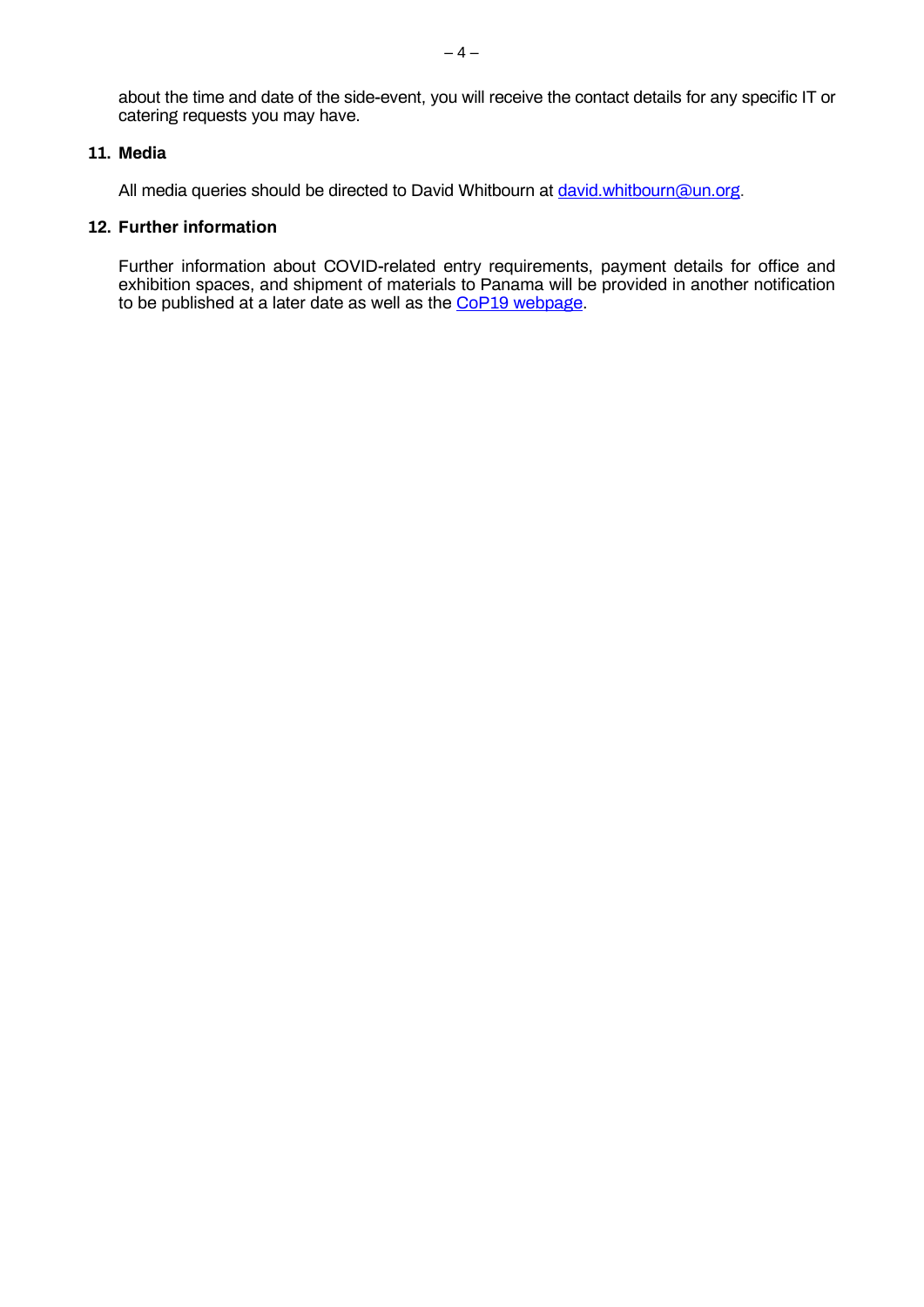about the time and date of the side-event, you will receive the contact details for any specific IT or catering requests you may have.

## 11. Media

All media queries should be directed to David Whitbourn at [david.whitbourn@un.org](mailto:david.whitbourn@un.org).

## 12. Further information

Further information about COVID-related entry requirements, payment details for office and exhibition spaces, and shipment of materials to Panama will be provided in another notification to be published at a later date as well as the CoP19 webpage.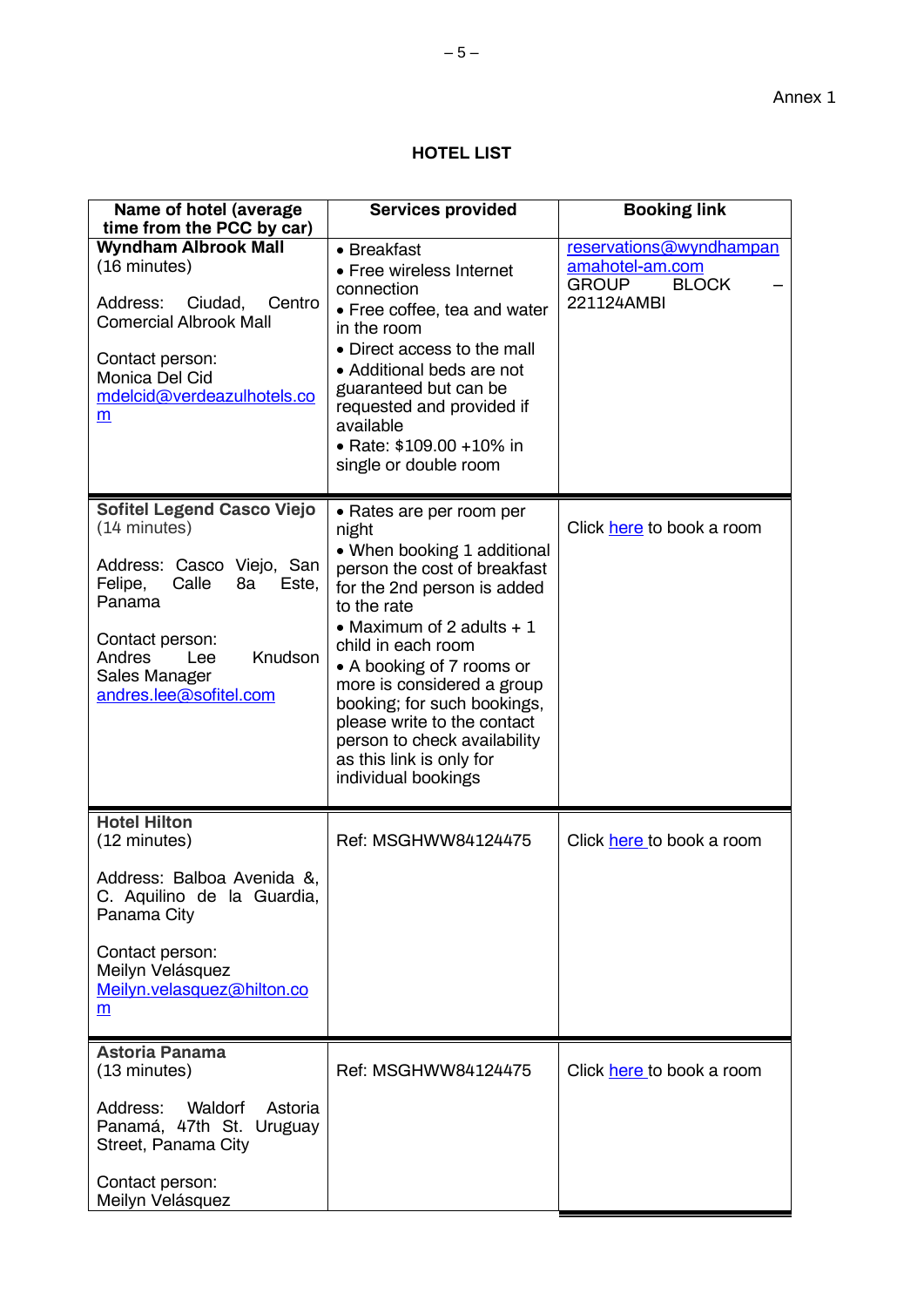Annex 1

## HOTEL LIST

| Name of hotel (average time from the PCC by car) | Services provided | Booking link |
|---|---|---|
| **Wyndham Albrook Mall** (16 minutes)<br><br>Address: Ciudad, Centro Comercial Albrook Mall<br><br>Contact person: Monica Del Cid mdelcid@verdeazulhotels.com | • Breakfast<br>• Free wireless Internet connection<br>• Free coffee, tea and water in the room<br>• Direct access to the mall<br>• Additional beds are not guaranteed but can be requested and provided if available<br>• Rate: $109.00 +10% in single or double room | reservations@wyndhampanamahotel-am.com<br>GROUP BLOCK – 221124AMBI |
| **Sofitel Legend Casco Viejo** (14 minutes)<br><br>Address: Casco Viejo, San Felipe, Calle 8a Este, Panama<br><br>Contact person: Andres Lee Knudson Sales Manager andres.lee@sofitel.com | • Rates are per room per night<br>• When booking 1 additional person the cost of breakfast for the 2nd person is added to the rate<br>• Maximum of 2 adults + 1 child in each room<br>• A booking of 7 rooms or more is considered a group booking; for such bookings, please write to the contact person to check availability as this link is only for individual bookings | Click here to book a room |
| **Hotel Hilton** (12 minutes)<br><br>Address: Balboa Avenida &, C. Aquilino de la Guardia, Panama City<br><br>Contact person: Meilyn Velásquez Meilyn.velasquez@hilton.com | Ref: MSGHWW84124475 | Click here to book a room |
| **Astoria Panama** (13 minutes)<br><br>Address: Waldorf Astoria Panamá, 47th St. Uruguay Street, Panama City<br><br>Contact person: Meilyn Velásquez | Ref: MSGHWW84124475 | Click here to book a room |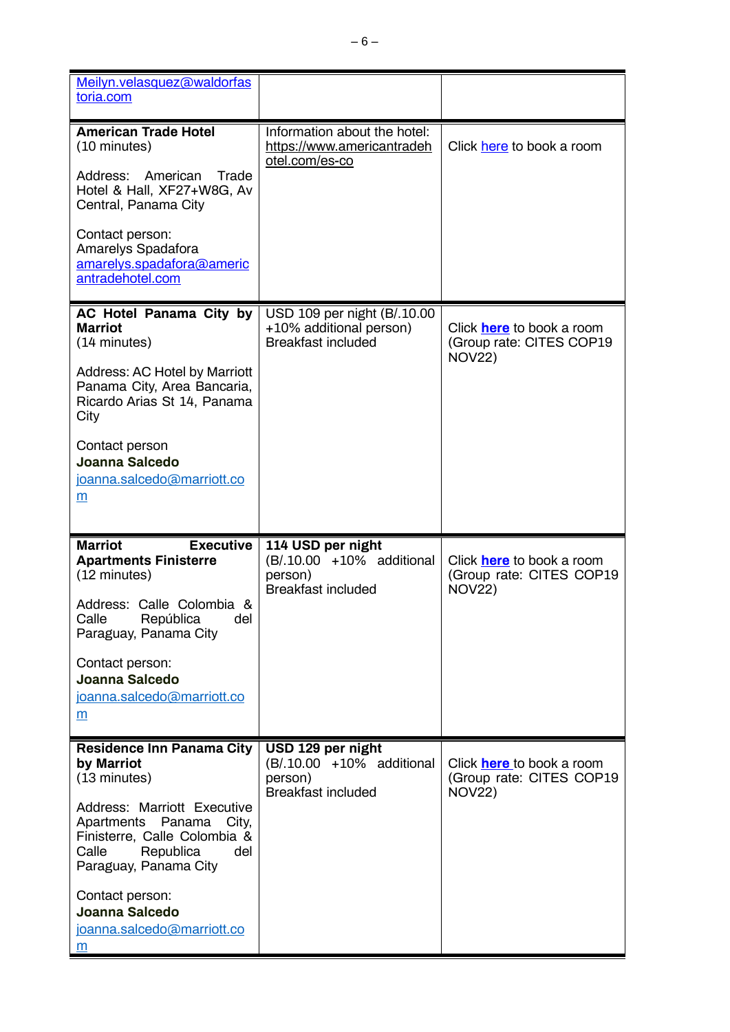| | | |
|---|---|---|
| Meilyn.velasquez@waldorfastoria.com | | |
| **American Trade Hotel** (10 minutes)<br><br>Address: American Trade Hotel & Hall, XF27+W8G, Av Central, Panama City<br><br>Contact person: Amarelys Spadafora amarelys.spadafora@americantradehotel.com | Information about the hotel: https://www.americantradehotel.com/es-co | Click here to book a room |
| **AC Hotel Panama City by Marriott** (14 minutes)<br><br>Address: AC Hotel by Marriott Panama City, Area Bancaria, Ricardo Arias St 14, Panama City<br><br>Contact person **Joanna Salcedo** joanna.salcedo@marriott.com | USD 109 per night (B/.10.00 +10% additional person) Breakfast included | Click **here** to book a room (Group rate: CITES COP19 NOV22) |
| **Marriot Executive Apartments Finisterre** (12 minutes)<br><br>Address: Calle Colombia & Calle República del Paraguay, Panama City<br><br>Contact person: **Joanna Salcedo** joanna.salcedo@marriott.com | **114 USD per night** (B/.10.00 +10% additional person) Breakfast included | Click **here** to book a room (Group rate: CITES COP19 NOV22) |
| **Residence Inn Panama City by Marriot** (13 minutes)<br><br>Address: Marriott Executive Apartments Panama City, Finisterre, Calle Colombia & Calle Republica del Paraguay, Panama City<br><br>Contact person: **Joanna Salcedo** joanna.salcedo@marriott.com | **USD 129 per night** (B/.10.00 +10% additional person) Breakfast included | Click **here** to book a room (Group rate: CITES COP19 NOV22) |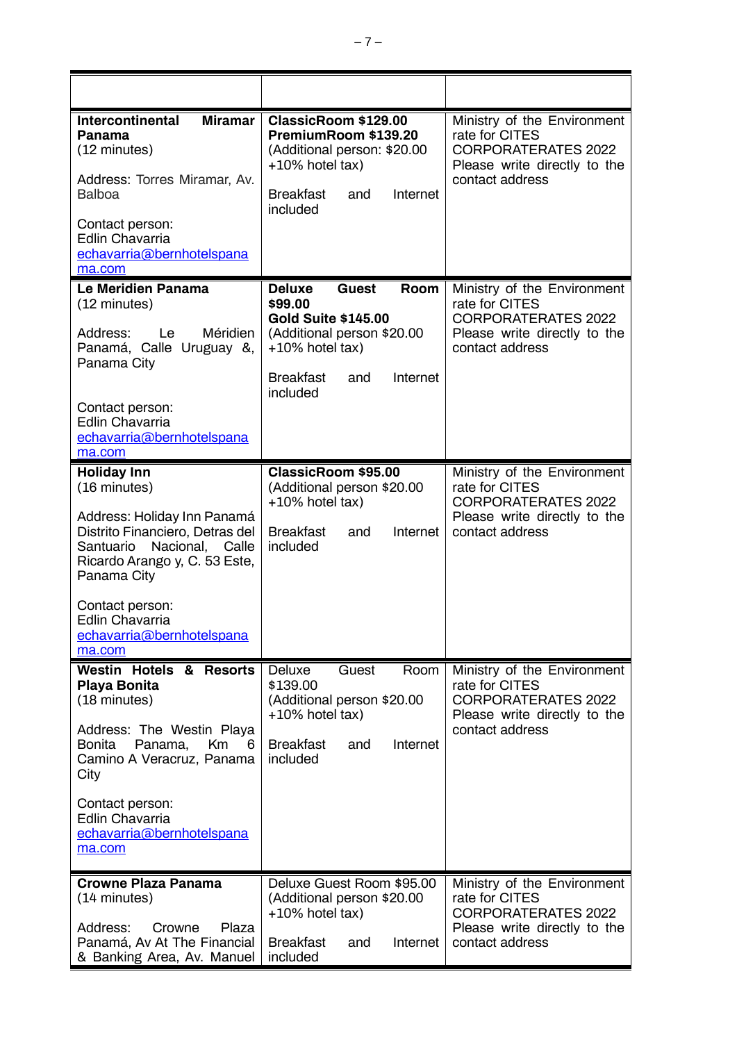| | | |
|---|---|---|
| **Intercontinental Miramar Panama**<br>(12 minutes)<br><br>Address: Torres Miramar, Av. Balboa<br><br>Contact person:<br>Edlin Chavarria<br>echavarria@bernhotelspanama.com | **ClassicRoom $129.00**<br>**PremiumRoom $139.20**<br>(Additional person: $20.00 +10% hotel tax)<br><br>Breakfast and Internet included | Ministry of the Environment rate for CITES CORPORATERATES 2022<br>Please write directly to the contact address |
| **Le Meridien Panama**<br>(12 minutes)<br><br>Address: Le Méridien Panamá, Calle Uruguay &, Panama City<br><br>Contact person:<br>Edlin Chavarria<br>echavarria@bernhotelspanama.com | **Deluxe Guest Room $99.00**<br>**Gold Suite $145.00**<br>(Additional person $20.00 +10% hotel tax)<br><br>Breakfast and Internet included | Ministry of the Environment rate for CITES CORPORATERATES 2022<br>Please write directly to the contact address |
| **Holiday Inn**<br>(16 minutes)<br><br>Address: Holiday Inn Panamá Distrito Financiero, Detras del Santuario Nacional, Calle Ricardo Arango y, C. 53 Este, Panama City<br><br>Contact person:<br>Edlin Chavarria<br>echavarria@bernhotelspanama.com | **ClassicRoom $95.00**<br>(Additional person $20.00 +10% hotel tax)<br><br>Breakfast and Internet included | Ministry of the Environment rate for CITES CORPORATERATES 2022<br>Please write directly to the contact address |
| **Westin Hotels & Resorts Playa Bonita**<br>(18 minutes)<br><br>Address: The Westin Playa Bonita Panama, Km 6 Camino A Veracruz, Panama City<br><br>Contact person:<br>Edlin Chavarria<br>echavarria@bernhotelspanama.com | Deluxe Guest Room $139.00<br>(Additional person $20.00 +10% hotel tax)<br><br>Breakfast and Internet included | Ministry of the Environment rate for CITES CORPORATERATES 2022<br>Please write directly to the contact address |
| **Crowne Plaza Panama**<br>(14 minutes)<br><br>Address: Crowne Plaza Panamá, Av At The Financial & Banking Area, Av. Manuel | Deluxe Guest Room $95.00<br>(Additional person $20.00 +10% hotel tax)<br><br>Breakfast and Internet included | Ministry of the Environment rate for CITES CORPORATERATES 2022<br>Please write directly to the contact address |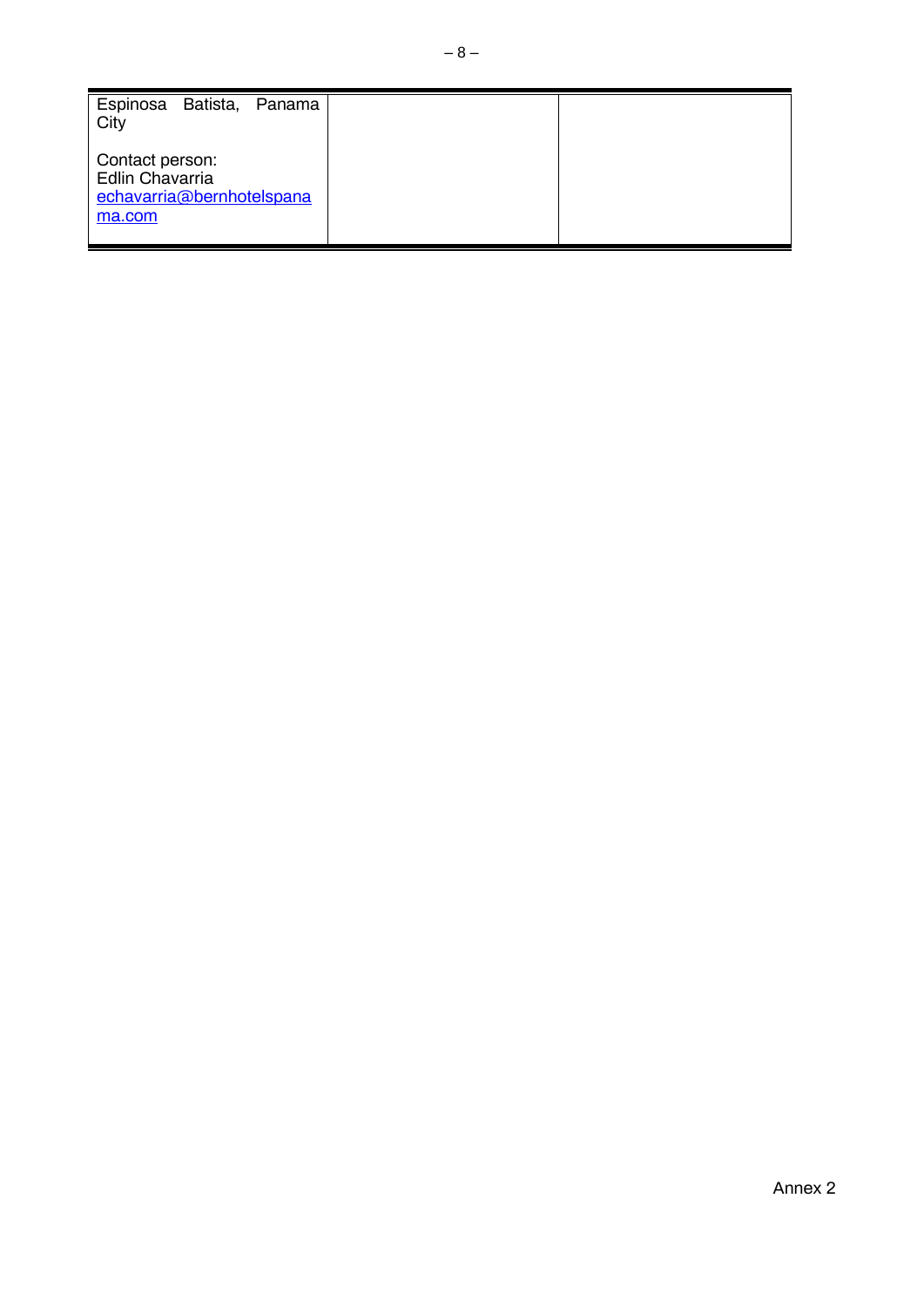| | | |
|---|---|---|
| Espinosa Batista, Panama City<br><br>Contact person:<br>Edlin Chavarria<br>echavarria@bernhotelspanama.com | | |

Annex 2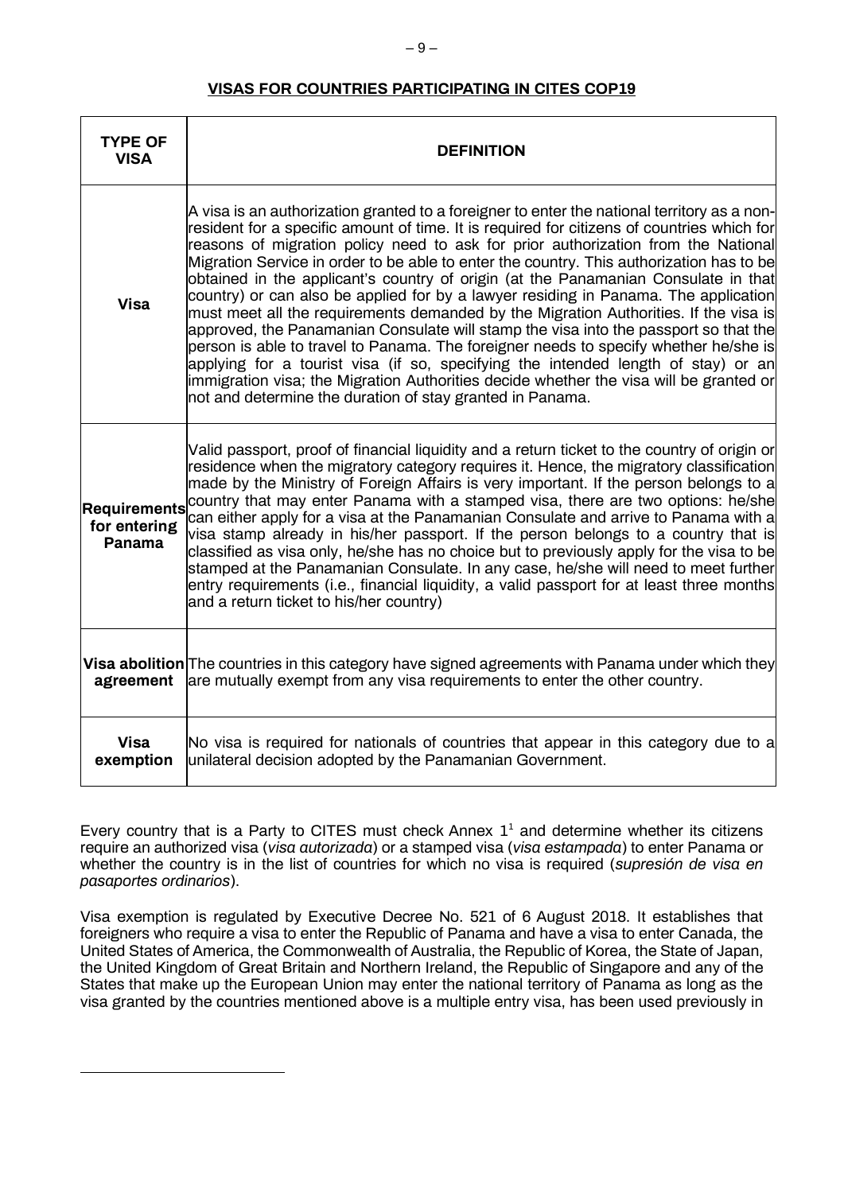**VISAS FOR COUNTRIES PARTICIPATING IN CITES COP19**

| TYPE OF VISA | DEFINITION |
|---|---|
| **Visa** | A visa is an authorization granted to a foreigner to enter the national territory as a non-resident for a specific amount of time. It is required for citizens of countries which for reasons of migration policy need to ask for prior authorization from the National Migration Service in order to be able to enter the country. This authorization has to be obtained in the applicant's country of origin (at the Panamanian Consulate in that country) or can also be applied for by a lawyer residing in Panama. The application must meet all the requirements demanded by the Migration Authorities. If the visa is approved, the Panamanian Consulate will stamp the visa into the passport so that the person is able to travel to Panama. The foreigner needs to specify whether he/she is applying for a tourist visa (if so, specifying the intended length of stay) or an immigration visa; the Migration Authorities decide whether the visa will be granted or not and determine the duration of stay granted in Panama. |
| **Requirements for entering Panama** | Valid passport, proof of financial liquidity and a return ticket to the country of origin or residence when the migratory category requires it. Hence, the migratory classification made by the Ministry of Foreign Affairs is very important. If the person belongs to a country that may enter Panama with a stamped visa, there are two options: he/she can either apply for a visa at the Panamanian Consulate and arrive to Panama with a visa stamp already in his/her passport. If the person belongs to a country that is classified as visa only, he/she has no choice but to previously apply for the visa to be stamped at the Panamanian Consulate. In any case, he/she will need to meet further entry requirements (i.e., financial liquidity, a valid passport for at least three months and a return ticket to his/her country) |
| **Visa abolition agreement** | The countries in this category have signed agreements with Panama under which they are mutually exempt from any visa requirements to enter the other country. |
| **Visa exemption** | No visa is required for nationals of countries that appear in this category due to a unilateral decision adopted by the Panamanian Government. |

Every country that is a Party to CITES must check Annex 1[1] and determine whether its citizens require an authorized visa (*visa autorizada*) or a stamped visa (*visa estampada*) to enter Panama or whether the country is in the list of countries for which no visa is required (*supresión de visa en pasaportes ordinarios*).

Visa exemption is regulated by Executive Decree No. 521 of 6 August 2018. It establishes that foreigners who require a visa to enter the Republic of Panama and have a visa to enter Canada, the United States of America, the Commonwealth of Australia, the Republic of Korea, the State of Japan, the United Kingdom of Great Britain and Northern Ireland, the Republic of Singapore and any of the States that make up the European Union may enter the national territory of Panama as long as the visa granted by the countries mentioned above is a multiple entry visa, has been used previously in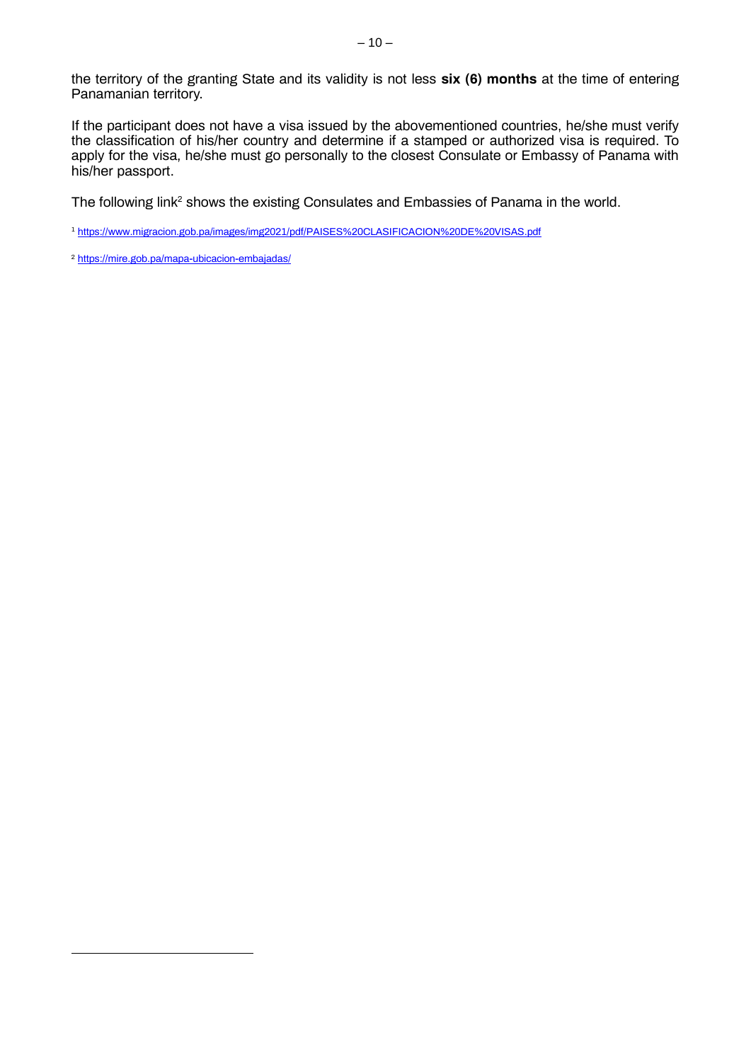the territory of the granting State and its validity is not less **six (6) months** at the time of entering Panamanian territory.

If the participant does not have a visa issued by the abovementioned countries, he/she must verify the classification of his/her country and determine if a stamped or authorized visa is required. To apply for the visa, he/she must go personally to the closest Consulate or Embassy of Panama with his/her passport.

The following link[2] shows the existing Consulates and Embassies of Panama in the world.

[1] https://www.migracion.gob.pa/images/img2021/pdf/PAISES%20CLASIFICACION%20DE%20VISAS.pdf

[2] https://mire.gob.pa/mapa-ubicacion-embajadas/